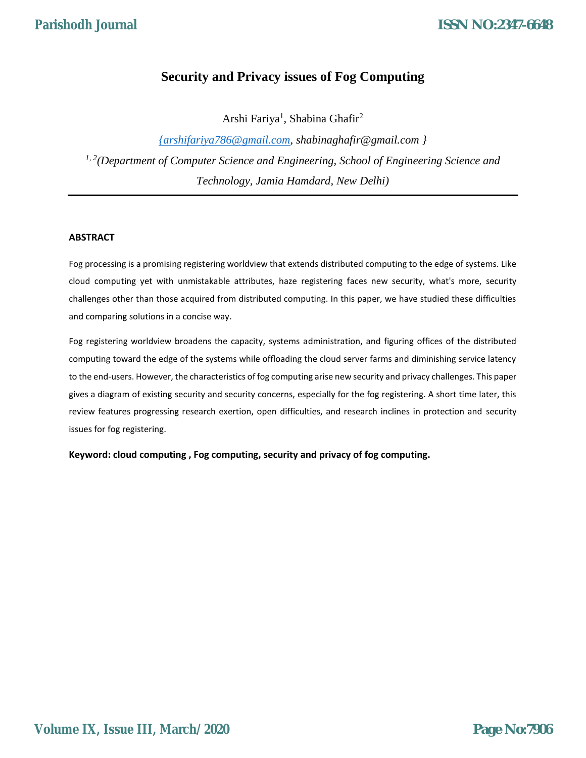# Security and Privacy issues of Fog Computing

Arshi Fariya[1], Shabina Ghafir[2]

*{arshifariya786@gmail.com, shabinaghafir@gmail.com }*

[1, 2]*(Department of Computer Science and Engineering, School of Engineering Science and Technology, Jamia Hamdard, New Delhi)*

---

**ABSTRACT**

Fog processing is a promising registering worldview that extends distributed computing to the edge of systems. Like cloud computing yet with unmistakable attributes, haze registering faces new security, what's more, security challenges other than those acquired from distributed computing. In this paper, we have studied these difficulties and comparing solutions in a concise way.

Fog registering worldview broadens the capacity, systems administration, and figuring offices of the distributed computing toward the edge of the systems while offloading the cloud server farms and diminishing service latency to the end-users. However, the characteristics of fog computing arise new security and privacy challenges. This paper gives a diagram of existing security and security concerns, especially for the fog registering. A short time later, this review features progressing research exertion, open difficulties, and research inclines in protection and security issues for fog registering.

**Keyword: cloud computing , Fog computing, security and privacy of fog computing.**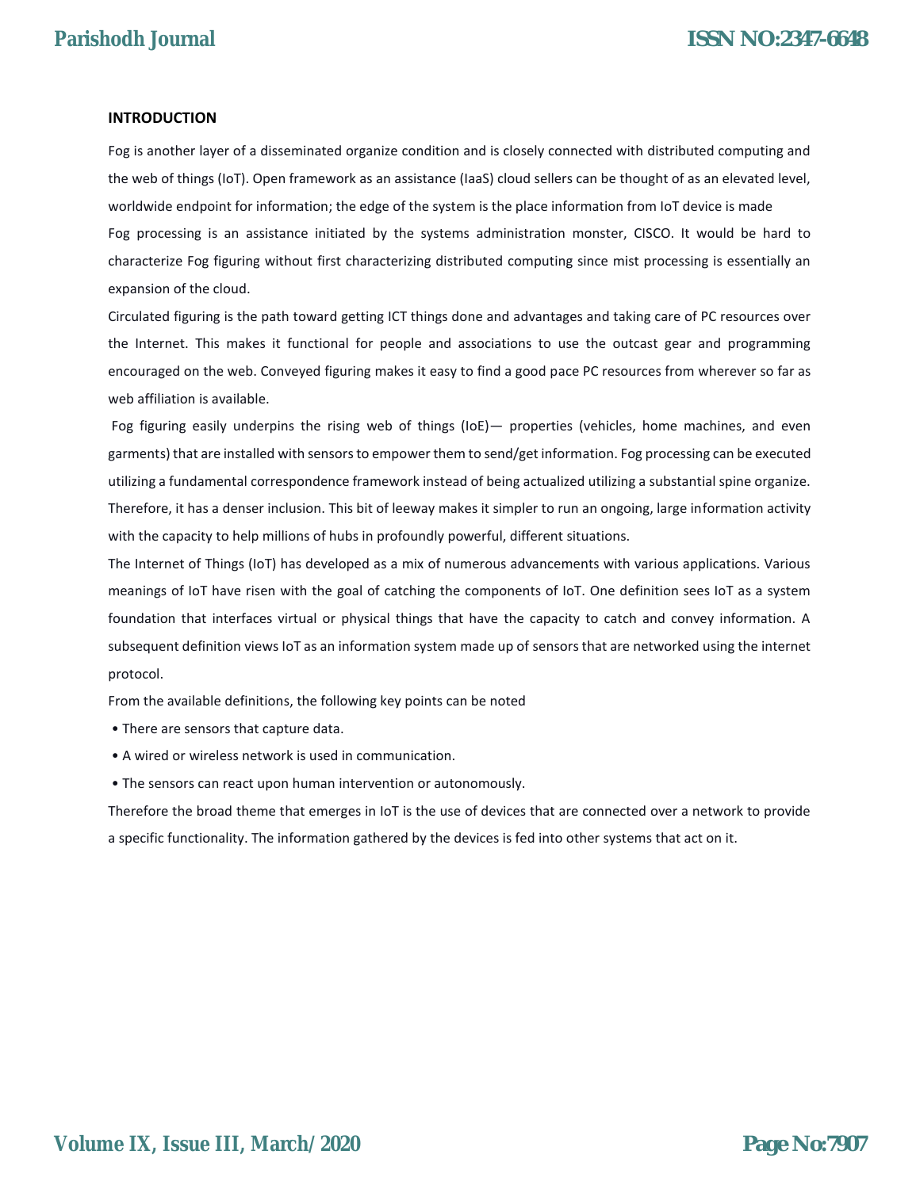## INTRODUCTION

Fog is another layer of a disseminated organize condition and is closely connected with distributed computing and the web of things (IoT). Open framework as an assistance (IaaS) cloud sellers can be thought of as an elevated level, worldwide endpoint for information; the edge of the system is the place information from IoT device is made

Fog processing is an assistance initiated by the systems administration monster, CISCO. It would be hard to characterize Fog figuring without first characterizing distributed computing since mist processing is essentially an expansion of the cloud.

Circulated figuring is the path toward getting ICT things done and advantages and taking care of PC resources over the Internet. This makes it functional for people and associations to use the outcast gear and programming encouraged on the web. Conveyed figuring makes it easy to find a good pace PC resources from wherever so far as web affiliation is available.

Fog figuring easily underpins the rising web of things (IoE)— properties (vehicles, home machines, and even garments) that are installed with sensors to empower them to send/get information. Fog processing can be executed utilizing a fundamental correspondence framework instead of being actualized utilizing a substantial spine organize. Therefore, it has a denser inclusion. This bit of leeway makes it simpler to run an ongoing, large information activity with the capacity to help millions of hubs in profoundly powerful, different situations.

The Internet of Things (IoT) has developed as a mix of numerous advancements with various applications. Various meanings of IoT have risen with the goal of catching the components of IoT. One definition sees IoT as a system foundation that interfaces virtual or physical things that have the capacity to catch and convey information. A subsequent definition views IoT as an information system made up of sensors that are networked using the internet protocol.

From the available definitions, the following key points can be noted

- There are sensors that capture data.
- A wired or wireless network is used in communication.
- The sensors can react upon human intervention or autonomously.

Therefore the broad theme that emerges in IoT is the use of devices that are connected over a network to provide a specific functionality. The information gathered by the devices is fed into other systems that act on it.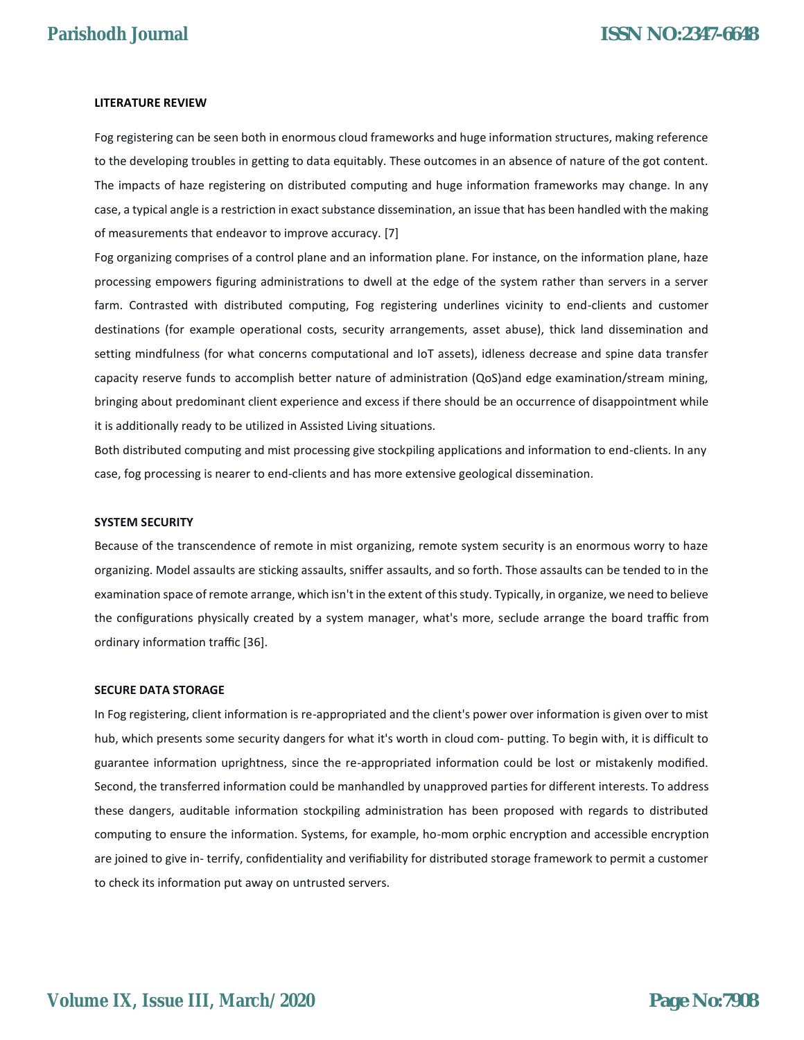**LITERATURE REVIEW**

Fog registering can be seen both in enormous cloud frameworks and huge information structures, making reference to the developing troubles in getting to data equitably. These outcomes in an absence of nature of the got content. The impacts of haze registering on distributed computing and huge information frameworks may change. In any case, a typical angle is a restriction in exact substance dissemination, an issue that has been handled with the making of measurements that endeavor to improve accuracy. [7]

Fog organizing comprises of a control plane and an information plane. For instance, on the information plane, haze processing empowers figuring administrations to dwell at the edge of the system rather than servers in a server farm. Contrasted with distributed computing, Fog registering underlines vicinity to end-clients and customer destinations (for example operational costs, security arrangements, asset abuse), thick land dissemination and setting mindfulness (for what concerns computational and IoT assets), idleness decrease and spine data transfer capacity reserve funds to accomplish better nature of administration (QoS)and edge examination/stream mining, bringing about predominant client experience and excess if there should be an occurrence of disappointment while it is additionally ready to be utilized in Assisted Living situations.

Both distributed computing and mist processing give stockpiling applications and information to end-clients. In any case, fog processing is nearer to end-clients and has more extensive geological dissemination.

**SYSTEM SECURITY**

Because of the transcendence of remote in mist organizing, remote system security is an enormous worry to haze organizing. Model assaults are sticking assaults, sniffer assaults, and so forth. Those assaults can be tended to in the examination space of remote arrange, which isn't in the extent of this study. Typically, in organize, we need to believe the configurations physically created by a system manager, what's more, seclude arrange the board traffic from ordinary information traffic [36].

**SECURE DATA STORAGE**

In Fog registering, client information is re-appropriated and the client's power over information is given over to mist hub, which presents some security dangers for what it's worth in cloud com- putting. To begin with, it is difficult to guarantee information uprightness, since the re-appropriated information could be lost or mistakenly modified. Second, the transferred information could be manhandled by unapproved parties for different interests. To address these dangers, auditable information stockpiling administration has been proposed with regards to distributed computing to ensure the information. Systems, for example, ho-mom orphic encryption and accessible encryption are joined to give in- terrify, confidentiality and verifiability for distributed storage framework to permit a customer to check its information put away on untrusted servers.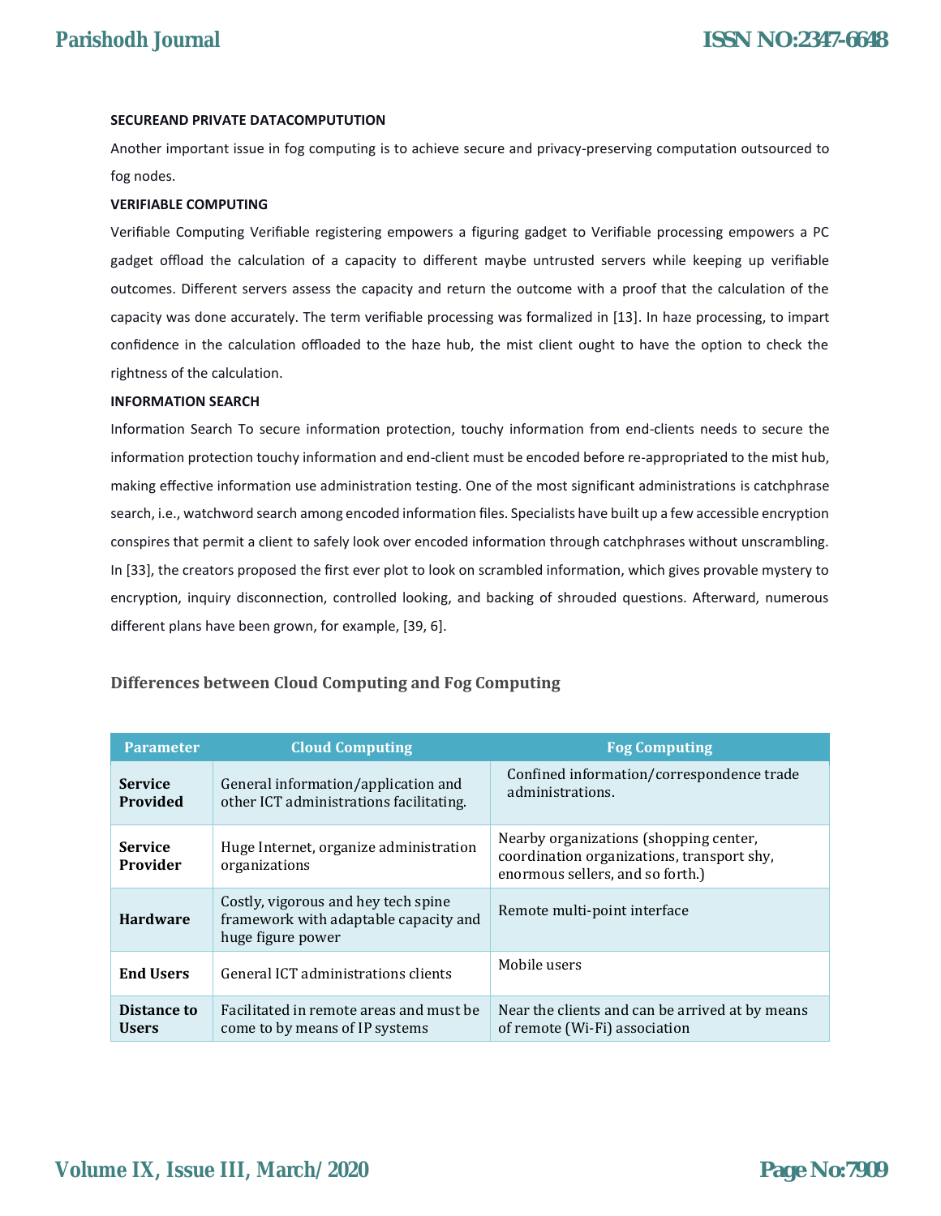### SECUREAND PRIVATE DATACOMPUTUTION

Another important issue in fog computing is to achieve secure and privacy-preserving computation outsourced to fog nodes.

### VERIFIABLE COMPUTING

Verifiable Computing Verifiable registering empowers a figuring gadget to Verifiable processing empowers a PC gadget offload the calculation of a capacity to different maybe untrusted servers while keeping up verifiable outcomes. Different servers assess the capacity and return the outcome with a proof that the calculation of the capacity was done accurately. The term verifiable processing was formalized in [13]. In haze processing, to impart confidence in the calculation offloaded to the haze hub, the mist client ought to have the option to check the rightness of the calculation.

### INFORMATION SEARCH

Information Search To secure information protection, touchy information from end-clients needs to secure the information protection touchy information and end-client must be encoded before re-appropriated to the mist hub, making effective information use administration testing. One of the most significant administrations is catchphrase search, i.e., watchword search among encoded information files. Specialists have built up a few accessible encryption conspires that permit a client to safely look over encoded information through catchphrases without unscrambling. In [33], the creators proposed the first ever plot to look on scrambled information, which gives provable mystery to encryption, inquiry disconnection, controlled looking, and backing of shrouded questions. Afterward, numerous different plans have been grown, for example, [39, 6].

## Differences between Cloud Computing and Fog Computing

| Parameter | Cloud Computing | Fog Computing |
|---|---|---|
| **Service Provided** | General information/application and other ICT administrations facilitating. | Confined information/correspondence trade administrations. |
| **Service Provider** | Huge Internet, organize administration organizations | Nearby organizations (shopping center, coordination organizations, transport shy, enormous sellers, and so forth.) |
| **Hardware** | Costly, vigorous and hey tech spine framework with adaptable capacity and huge figure power | Remote multi-point interface |
| **End Users** | General ICT administrations clients | Mobile users |
| **Distance to Users** | Facilitated in remote areas and must be come to by means of IP systems | Near the clients and can be arrived at by means of remote (Wi-Fi) association |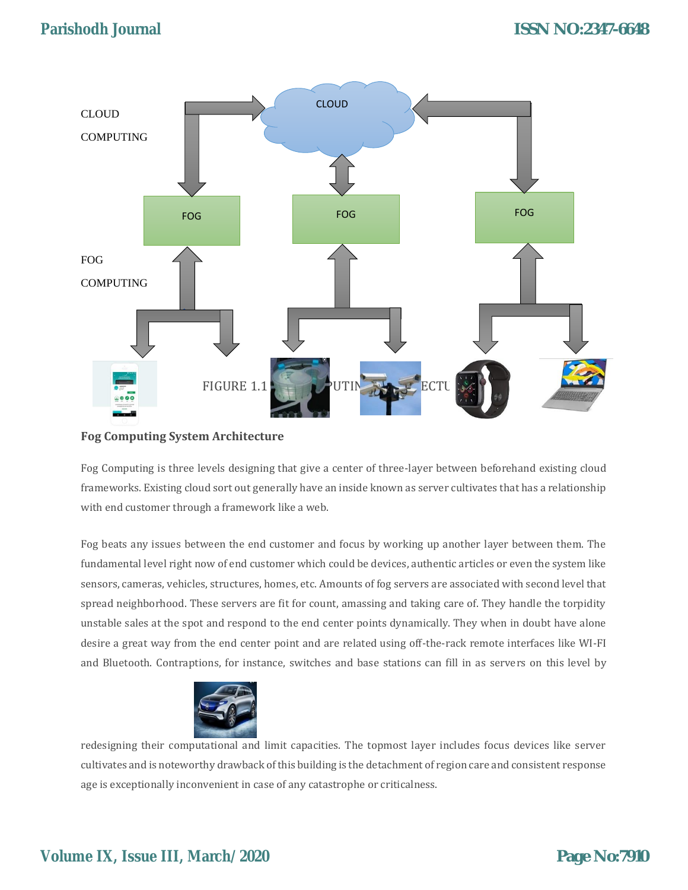CLOUD COMPUTING

CLOUD

FOG

FOG

FOG

FOG COMPUTING

FIGURE 1.1 ... PUTIN ... ECTU

### Fog Computing System Architecture

Fog Computing is three levels designing that give a center of three-layer between beforehand existing cloud frameworks. Existing cloud sort out generally have an inside known as server cultivates that has a relationship with end customer through a framework like a web.

Fog beats any issues between the end customer and focus by working up another layer between them. The fundamental level right now of end customer which could be devices, authentic articles or even the system like sensors, cameras, vehicles, structures, homes, etc. Amounts of fog servers are associated with second level that spread neighborhood. These servers are fit for count, amassing and taking care of. They handle the torpidity unstable sales at the spot and respond to the end center points dynamically. They when in doubt have alone desire a great way from the end center point and are related using off-the-rack remote interfaces like WI-FI and Bluetooth. Contraptions, for instance, switches and base stations can fill in as servers on this level by redesigning their computational and limit capacities. The topmost layer includes focus devices like server cultivates and is noteworthy drawback of this building is the detachment of region care and consistent response age is exceptionally inconvenient in case of any catastrophe or criticalness.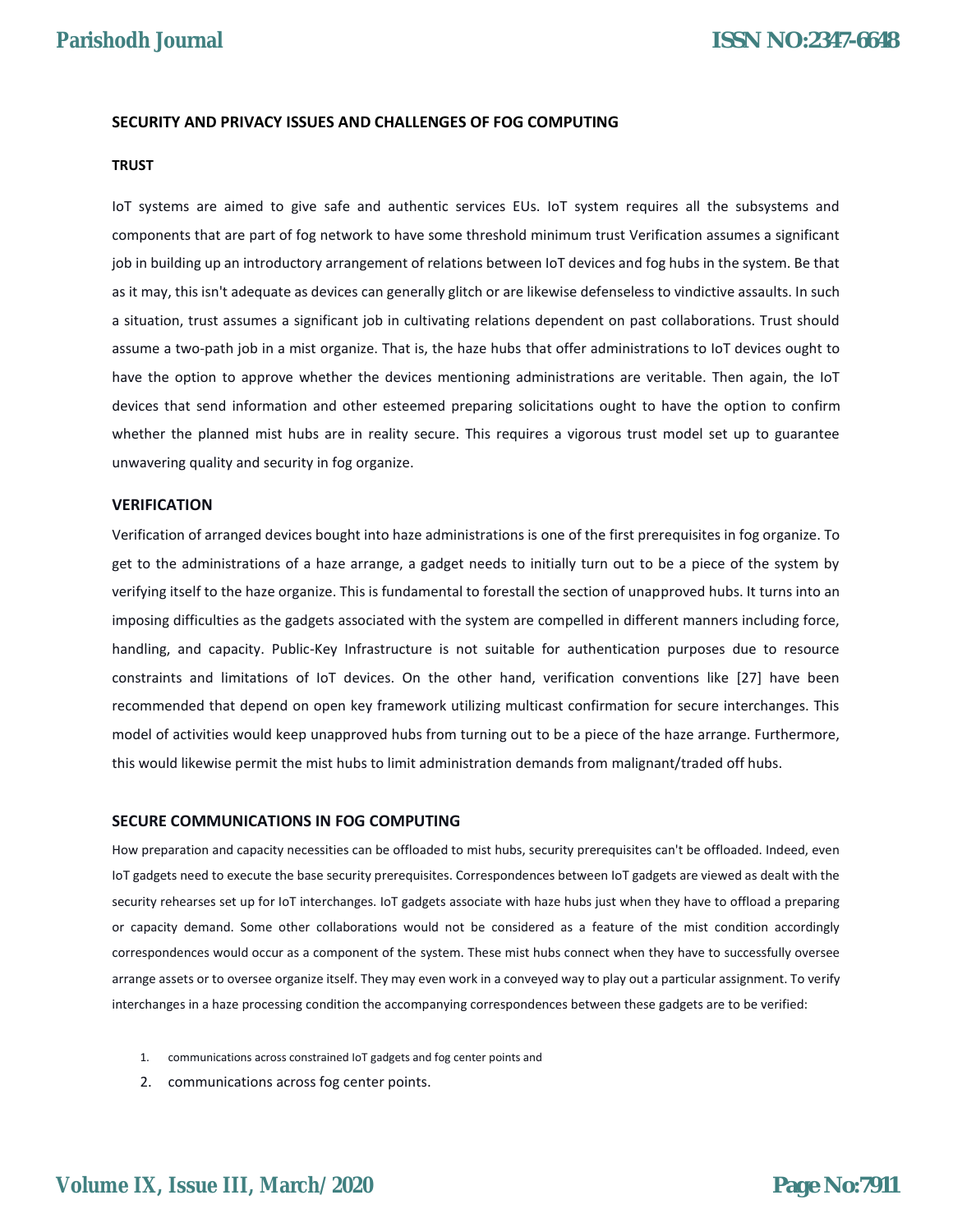## SECURITY AND PRIVACY ISSUES AND CHALLENGES OF FOG COMPUTING

### TRUST

IoT systems are aimed to give safe and authentic services EUs. IoT system requires all the subsystems and components that are part of fog network to have some threshold minimum trust Verification assumes a significant job in building up an introductory arrangement of relations between IoT devices and fog hubs in the system. Be that as it may, this isn't adequate as devices can generally glitch or are likewise defenseless to vindictive assaults. In such a situation, trust assumes a significant job in cultivating relations dependent on past collaborations. Trust should assume a two-path job in a mist organize. That is, the haze hubs that offer administrations to IoT devices ought to have the option to approve whether the devices mentioning administrations are veritable. Then again, the IoT devices that send information and other esteemed preparing solicitations ought to have the option to confirm whether the planned mist hubs are in reality secure. This requires a vigorous trust model set up to guarantee unwavering quality and security in fog organize.

### VERIFICATION

Verification of arranged devices bought into haze administrations is one of the first prerequisites in fog organize. To get to the administrations of a haze arrange, a gadget needs to initially turn out to be a piece of the system by verifying itself to the haze organize. This is fundamental to forestall the section of unapproved hubs. It turns into an imposing difficulties as the gadgets associated with the system are compelled in different manners including force, handling, and capacity. Public-Key Infrastructure is not suitable for authentication purposes due to resource constraints and limitations of IoT devices. On the other hand, verification conventions like [27] have been recommended that depend on open key framework utilizing multicast confirmation for secure interchanges. This model of activities would keep unapproved hubs from turning out to be a piece of the haze arrange. Furthermore, this would likewise permit the mist hubs to limit administration demands from malignant/traded off hubs.

### SECURE COMMUNICATIONS IN FOG COMPUTING

How preparation and capacity necessities can be offloaded to mist hubs, security prerequisites can't be offloaded. Indeed, even IoT gadgets need to execute the base security prerequisites. Correspondences between IoT gadgets are viewed as dealt with the security rehearses set up for IoT interchanges. IoT gadgets associate with haze hubs just when they have to offload a preparing or capacity demand. Some other collaborations would not be considered as a feature of the mist condition accordingly correspondences would occur as a component of the system. These mist hubs connect when they have to successfully oversee arrange assets or to oversee organize itself. They may even work in a conveyed way to play out a particular assignment. To verify interchanges in a haze processing condition the accompanying correspondences between these gadgets are to be verified:

1. communications across constrained IoT gadgets and fog center points and
2. communications across fog center points.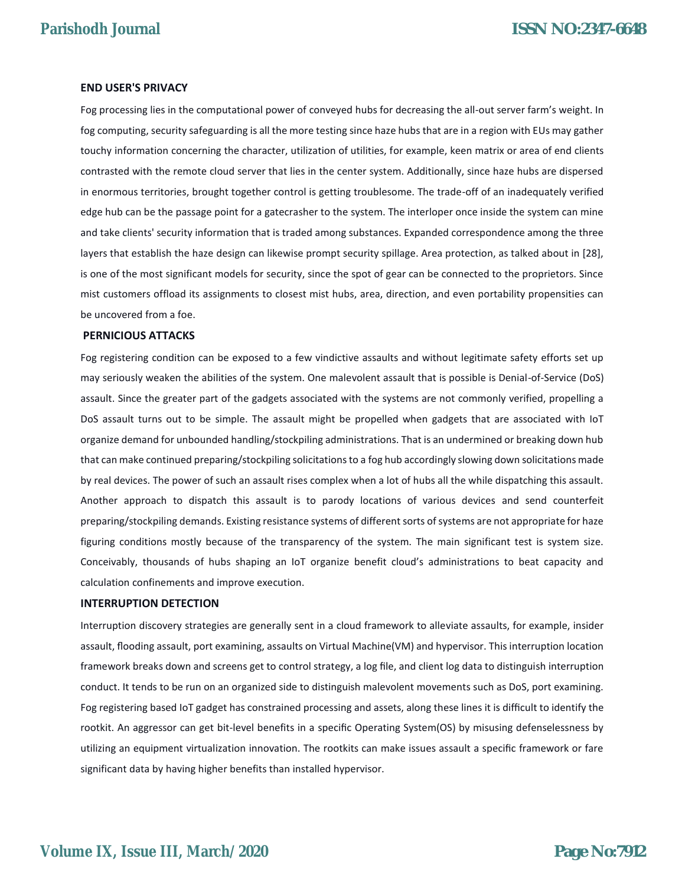### END USER'S PRIVACY

Fog processing lies in the computational power of conveyed hubs for decreasing the all-out server farm's weight. In fog computing, security safeguarding is all the more testing since haze hubs that are in a region with EUs may gather touchy information concerning the character, utilization of utilities, for example, keen matrix or area of end clients contrasted with the remote cloud server that lies in the center system. Additionally, since haze hubs are dispersed in enormous territories, brought together control is getting troublesome. The trade-off of an inadequately verified edge hub can be the passage point for a gatecrasher to the system. The interloper once inside the system can mine and take clients' security information that is traded among substances. Expanded correspondence among the three layers that establish the haze design can likewise prompt security spillage. Area protection, as talked about in [28], is one of the most significant models for security, since the spot of gear can be connected to the proprietors. Since mist customers offload its assignments to closest mist hubs, area, direction, and even portability propensities can be uncovered from a foe.

### PERNICIOUS ATTACKS

Fog registering condition can be exposed to a few vindictive assaults and without legitimate safety efforts set up may seriously weaken the abilities of the system. One malevolent assault that is possible is Denial-of-Service (DoS) assault. Since the greater part of the gadgets associated with the systems are not commonly verified, propelling a DoS assault turns out to be simple. The assault might be propelled when gadgets that are associated with IoT organize demand for unbounded handling/stockpiling administrations. That is an undermined or breaking down hub that can make continued preparing/stockpiling solicitations to a fog hub accordingly slowing down solicitations made by real devices. The power of such an assault rises complex when a lot of hubs all the while dispatching this assault. Another approach to dispatch this assault is to parody locations of various devices and send counterfeit preparing/stockpiling demands. Existing resistance systems of different sorts of systems are not appropriate for haze figuring conditions mostly because of the transparency of the system. The main significant test is system size. Conceivably, thousands of hubs shaping an IoT organize benefit cloud's administrations to beat capacity and calculation confinements and improve execution.

### INTERRUPTION DETECTION

Interruption discovery strategies are generally sent in a cloud framework to alleviate assaults, for example, insider assault, flooding assault, port examining, assaults on Virtual Machine(VM) and hypervisor. This interruption location framework breaks down and screens get to control strategy, a log file, and client log data to distinguish interruption conduct. It tends to be run on an organized side to distinguish malevolent movements such as DoS, port examining. Fog registering based IoT gadget has constrained processing and assets, along these lines it is difficult to identify the rootkit. An aggressor can get bit-level benefits in a specific Operating System(OS) by misusing defenselessness by utilizing an equipment virtualization innovation. The rootkits can make issues assault a specific framework or fare significant data by having higher benefits than installed hypervisor.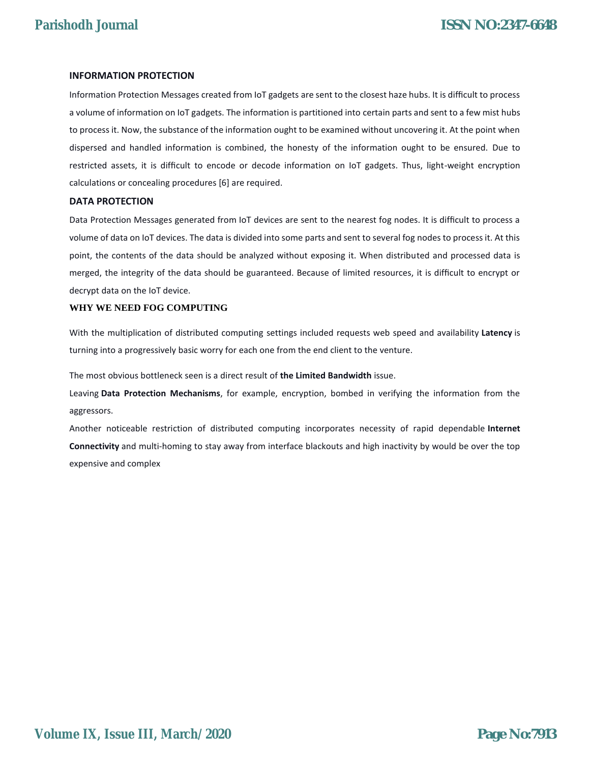### INFORMATION PROTECTION

Information Protection Messages created from IoT gadgets are sent to the closest haze hubs. It is difficult to process a volume of information on IoT gadgets. The information is partitioned into certain parts and sent to a few mist hubs to process it. Now, the substance of the information ought to be examined without uncovering it. At the point when dispersed and handled information is combined, the honesty of the information ought to be ensured. Due to restricted assets, it is difficult to encode or decode information on IoT gadgets. Thus, light-weight encryption calculations or concealing procedures [6] are required.

### DATA PROTECTION

Data Protection Messages generated from IoT devices are sent to the nearest fog nodes. It is difficult to process a volume of data on IoT devices. The data is divided into some parts and sent to several fog nodes to process it. At this point, the contents of the data should be analyzed without exposing it. When distributed and processed data is merged, the integrity of the data should be guaranteed. Because of limited resources, it is difficult to encrypt or decrypt data on the IoT device.

### WHY WE NEED FOG COMPUTING

With the multiplication of distributed computing settings included requests web speed and availability **Latency** is turning into a progressively basic worry for each one from the end client to the venture.

The most obvious bottleneck seen is a direct result of **the Limited Bandwidth** issue.

Leaving **Data Protection Mechanisms**, for example, encryption, bombed in verifying the information from the aggressors.

Another noticeable restriction of distributed computing incorporates necessity of rapid dependable **Internet Connectivity** and multi-homing to stay away from interface blackouts and high inactivity by would be over the top expensive and complex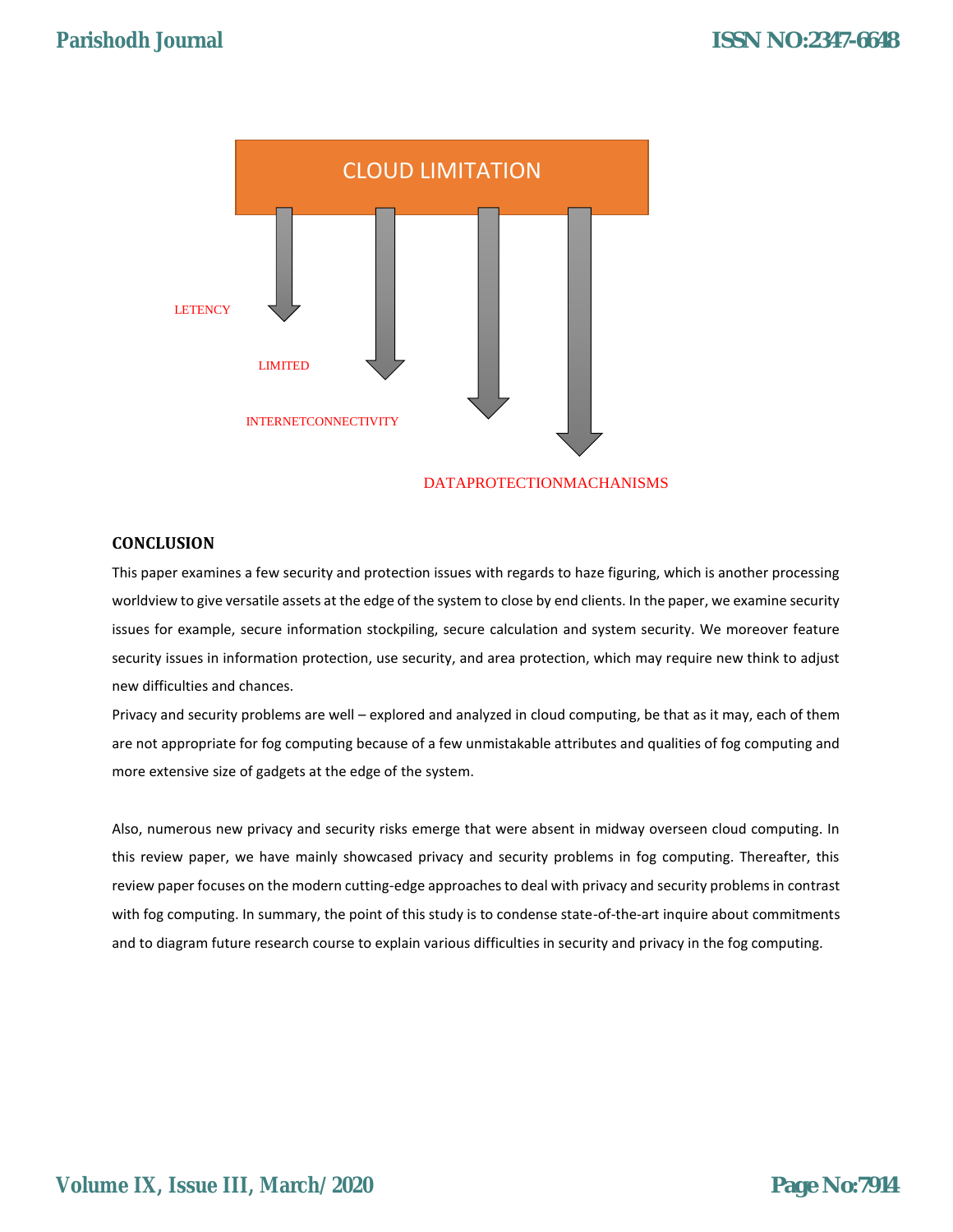CLOUD LIMITATION

LETENCY

LIMITED

INTERNETCONNECTIVITY

DATAPROTECTIONMACHANISMS

**CONCLUSION**

This paper examines a few security and protection issues with regards to haze figuring, which is another processing worldview to give versatile assets at the edge of the system to close by end clients. In the paper, we examine security issues for example, secure information stockpiling, secure calculation and system security. We moreover feature security issues in information protection, use security, and area protection, which may require new think to adjust new difficulties and chances.

Privacy and security problems are well – explored and analyzed in cloud computing, be that as it may, each of them are not appropriate for fog computing because of a few unmistakable attributes and qualities of fog computing and more extensive size of gadgets at the edge of the system.

Also, numerous new privacy and security risks emerge that were absent in midway overseen cloud computing. In this review paper, we have mainly showcased privacy and security problems in fog computing. Thereafter, this review paper focuses on the modern cutting-edge approaches to deal with privacy and security problems in contrast with fog computing. In summary, the point of this study is to condense state-of-the-art inquire about commitments and to diagram future research course to explain various difficulties in security and privacy in the fog computing.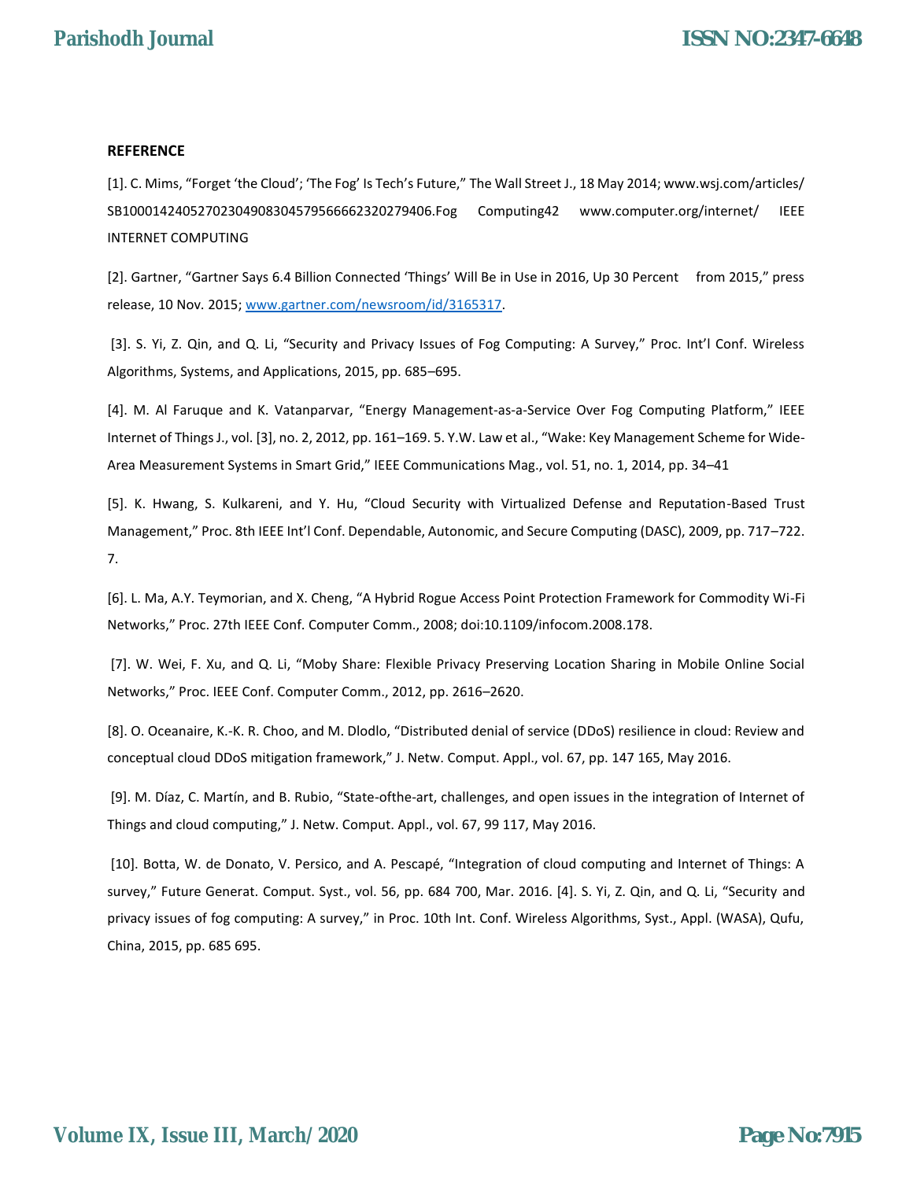**REFERENCE**

[1]. C. Mims, "Forget 'the Cloud'; 'The Fog' Is Tech's Future," The Wall Street J., 18 May 2014; www.wsj.com/articles/ SB10001424052702304908304579566662320279406.Fog Computing42 www.computer.org/internet/ IEEE INTERNET COMPUTING

[2]. Gartner, "Gartner Says 6.4 Billion Connected 'Things' Will Be in Use in 2016, Up 30 Percent from 2015," press release, 10 Nov. 2015; www.gartner.com/newsroom/id/3165317.

[3]. S. Yi, Z. Qin, and Q. Li, "Security and Privacy Issues of Fog Computing: A Survey," Proc. Int'l Conf. Wireless Algorithms, Systems, and Applications, 2015, pp. 685–695.

[4]. M. Al Faruque and K. Vatanparvar, "Energy Management-as-a-Service Over Fog Computing Platform," IEEE Internet of Things J., vol. [3], no. 2, 2012, pp. 161–169. 5. Y.W. Law et al., "Wake: Key Management Scheme for Wide-Area Measurement Systems in Smart Grid," IEEE Communications Mag., vol. 51, no. 1, 2014, pp. 34–41

[5]. K. Hwang, S. Kulkareni, and Y. Hu, "Cloud Security with Virtualized Defense and Reputation-Based Trust Management," Proc. 8th IEEE Int'l Conf. Dependable, Autonomic, and Secure Computing (DASC), 2009, pp. 717–722. 7.

[6]. L. Ma, A.Y. Teymorian, and X. Cheng, "A Hybrid Rogue Access Point Protection Framework for Commodity Wi-Fi Networks," Proc. 27th IEEE Conf. Computer Comm., 2008; doi:10.1109/infocom.2008.178.

[7]. W. Wei, F. Xu, and Q. Li, "Moby Share: Flexible Privacy Preserving Location Sharing in Mobile Online Social Networks," Proc. IEEE Conf. Computer Comm., 2012, pp. 2616–2620.

[8]. O. Oceanaire, K.-K. R. Choo, and M. Dlodlo, "Distributed denial of service (DDoS) resilience in cloud: Review and conceptual cloud DDoS mitigation framework," J. Netw. Comput. Appl., vol. 67, pp. 147 165, May 2016.

[9]. M. Díaz, C. Martín, and B. Rubio, "State-ofthe-art, challenges, and open issues in the integration of Internet of Things and cloud computing," J. Netw. Comput. Appl., vol. 67, 99 117, May 2016.

[10]. Botta, W. de Donato, V. Persico, and A. Pescapé, "Integration of cloud computing and Internet of Things: A survey," Future Generat. Comput. Syst., vol. 56, pp. 684 700, Mar. 2016. [4]. S. Yi, Z. Qin, and Q. Li, "Security and privacy issues of fog computing: A survey," in Proc. 10th Int. Conf. Wireless Algorithms, Syst., Appl. (WASA), Qufu, China, 2015, pp. 685 695.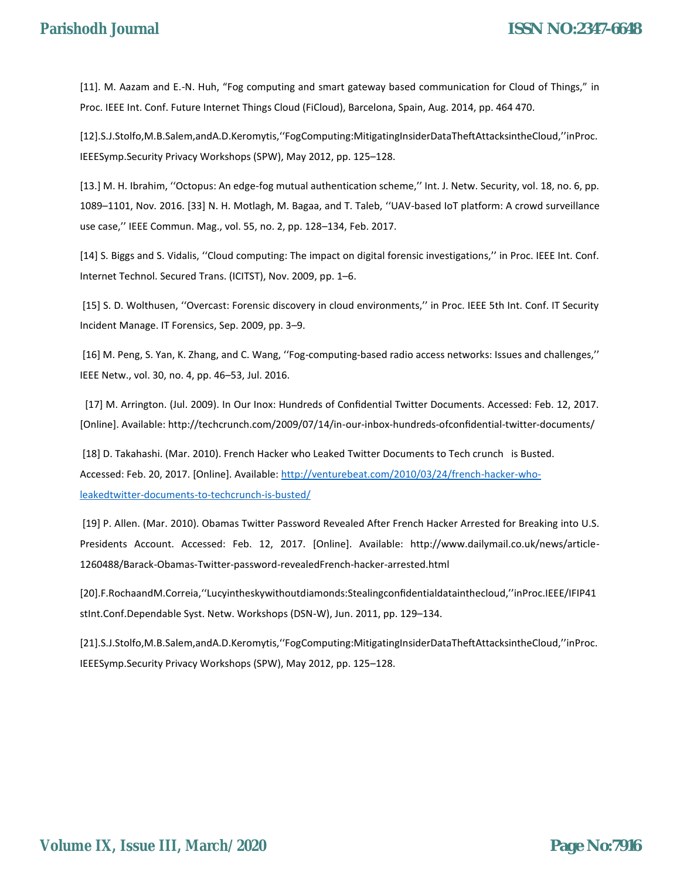[11]. M. Aazam and E.-N. Huh, "Fog computing and smart gateway based communication for Cloud of Things," in Proc. IEEE Int. Conf. Future Internet Things Cloud (FiCloud), Barcelona, Spain, Aug. 2014, pp. 464 470.

[12].S.J.Stolfo,M.B.Salem,andA.D.Keromytis,''FogComputing:MitigatingInsiderDataTheftAttacksintheCloud,''inProc. IEEESymp.Security Privacy Workshops (SPW), May 2012, pp. 125–128.

[13.] M. H. Ibrahim, ''Octopus: An edge-fog mutual authentication scheme,'' Int. J. Netw. Security, vol. 18, no. 6, pp. 1089–1101, Nov. 2016. [33] N. H. Motlagh, M. Bagaa, and T. Taleb, ''UAV-based IoT platform: A crowd surveillance use case,'' IEEE Commun. Mag., vol. 55, no. 2, pp. 128–134, Feb. 2017.

[14] S. Biggs and S. Vidalis, ''Cloud computing: The impact on digital forensic investigations,'' in Proc. IEEE Int. Conf. Internet Technol. Secured Trans. (ICITST), Nov. 2009, pp. 1–6.

[15] S. D. Wolthusen, ''Overcast: Forensic discovery in cloud environments,'' in Proc. IEEE 5th Int. Conf. IT Security Incident Manage. IT Forensics, Sep. 2009, pp. 3–9.

[16] M. Peng, S. Yan, K. Zhang, and C. Wang, ''Fog-computing-based radio access networks: Issues and challenges,'' IEEE Netw., vol. 30, no. 4, pp. 46–53, Jul. 2016.

[17] M. Arrington. (Jul. 2009). In Our Inox: Hundreds of Confidential Twitter Documents. Accessed: Feb. 12, 2017. [Online]. Available: http://techcrunch.com/2009/07/14/in-our-inbox-hundreds-ofconfidential-twitter-documents/

[18] D. Takahashi. (Mar. 2010). French Hacker who Leaked Twitter Documents to Tech crunch is Busted. Accessed: Feb. 20, 2017. [Online]. Available: http://venturebeat.com/2010/03/24/french-hacker-who-leakedtwitter-documents-to-techcrunch-is-busted/

[19] P. Allen. (Mar. 2010). Obamas Twitter Password Revealed After French Hacker Arrested for Breaking into U.S. Presidents Account. Accessed: Feb. 12, 2017. [Online]. Available: http://www.dailymail.co.uk/news/article-1260488/Barack-Obamas-Twitter-password-revealedFrench-hacker-arrested.html

[20].F.RochaandM.Correia,''Lucyintheskywithoutdiamonds:Stealingconfidentialdatainthecloud,''inProc.IEEE/IFIP41stInt.Conf.Dependable Syst. Netw. Workshops (DSN-W), Jun. 2011, pp. 129–134.

[21].S.J.Stolfo,M.B.Salem,andA.D.Keromytis,''FogComputing:MitigatingInsiderDataTheftAttacksintheCloud,''inProc. IEEESymp.Security Privacy Workshops (SPW), May 2012, pp. 125–128.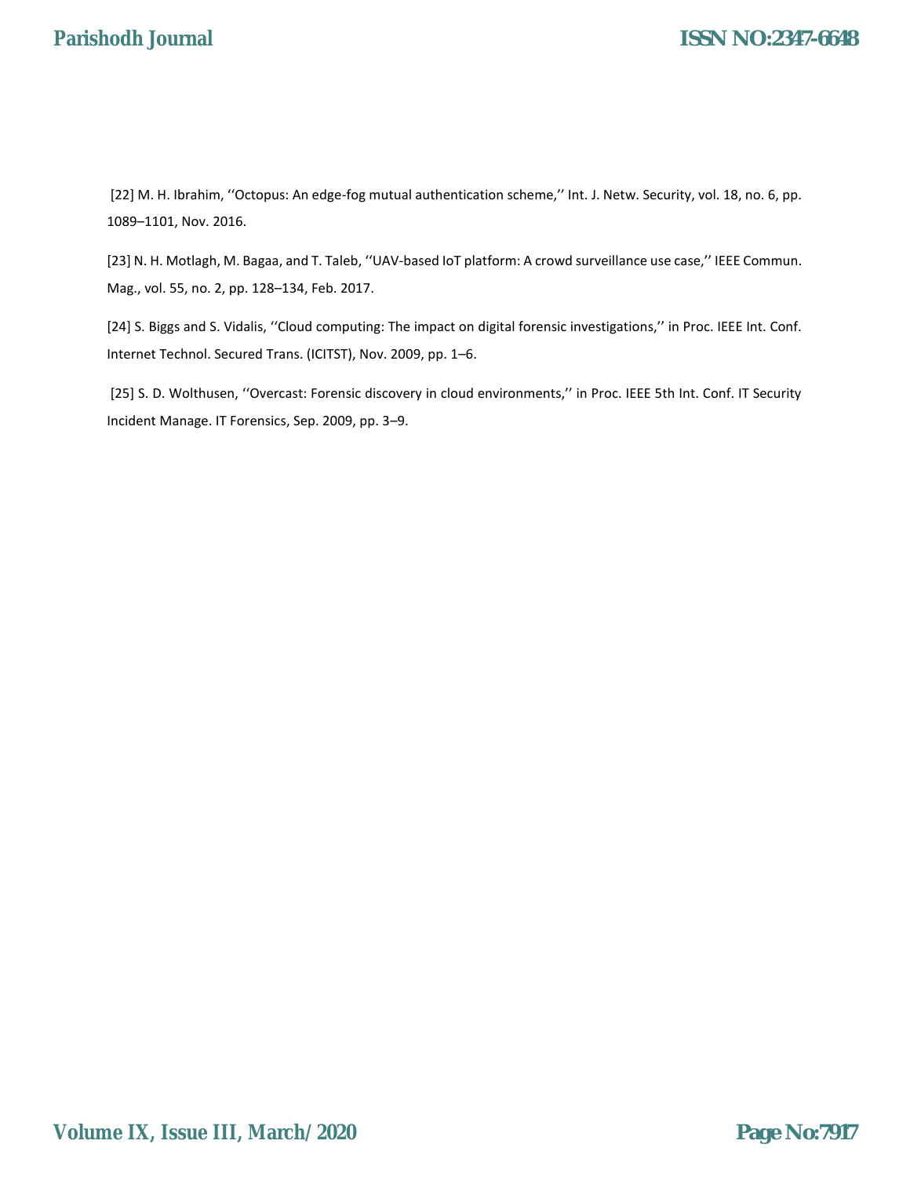[22] M. H. Ibrahim, ''Octopus: An edge-fog mutual authentication scheme,'' Int. J. Netw. Security, vol. 18, no. 6, pp. 1089–1101, Nov. 2016.

[23] N. H. Motlagh, M. Bagaa, and T. Taleb, ''UAV-based IoT platform: A crowd surveillance use case,'' IEEE Commun. Mag., vol. 55, no. 2, pp. 128–134, Feb. 2017.

[24] S. Biggs and S. Vidalis, ''Cloud computing: The impact on digital forensic investigations,'' in Proc. IEEE Int. Conf. Internet Technol. Secured Trans. (ICITST), Nov. 2009, pp. 1–6.

[25] S. D. Wolthusen, ''Overcast: Forensic discovery in cloud environments,'' in Proc. IEEE 5th Int. Conf. IT Security Incident Manage. IT Forensics, Sep. 2009, pp. 3–9.